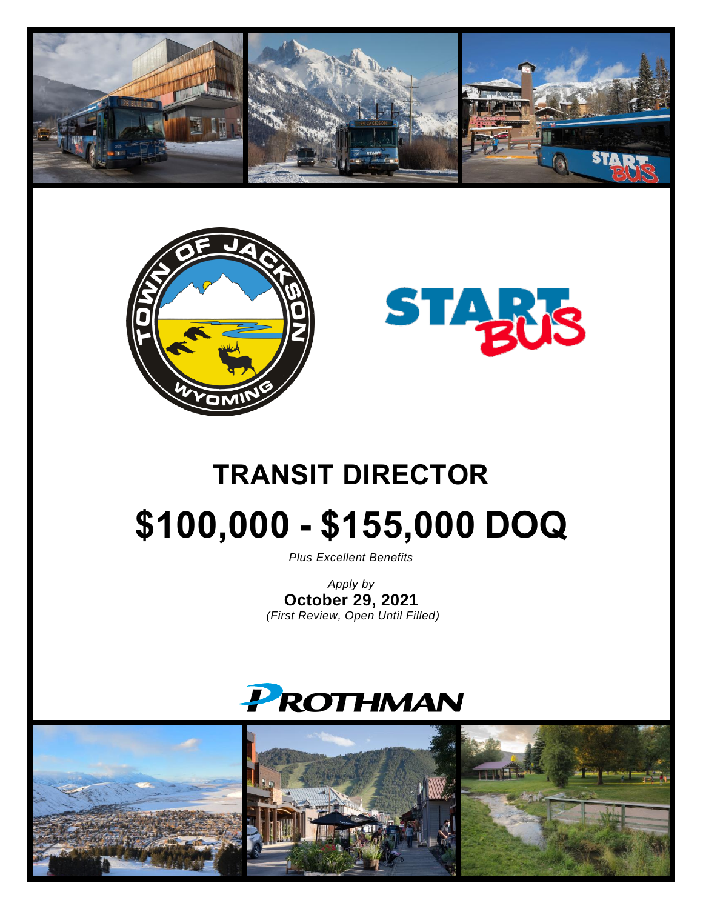# TRANSIT DIRECTOR

# $100,000 - $155,000 DOQ

*Plus Excellent Benefits*

*Apply by*
**October 29, 2021**
*(First Review, Open Until Filled)*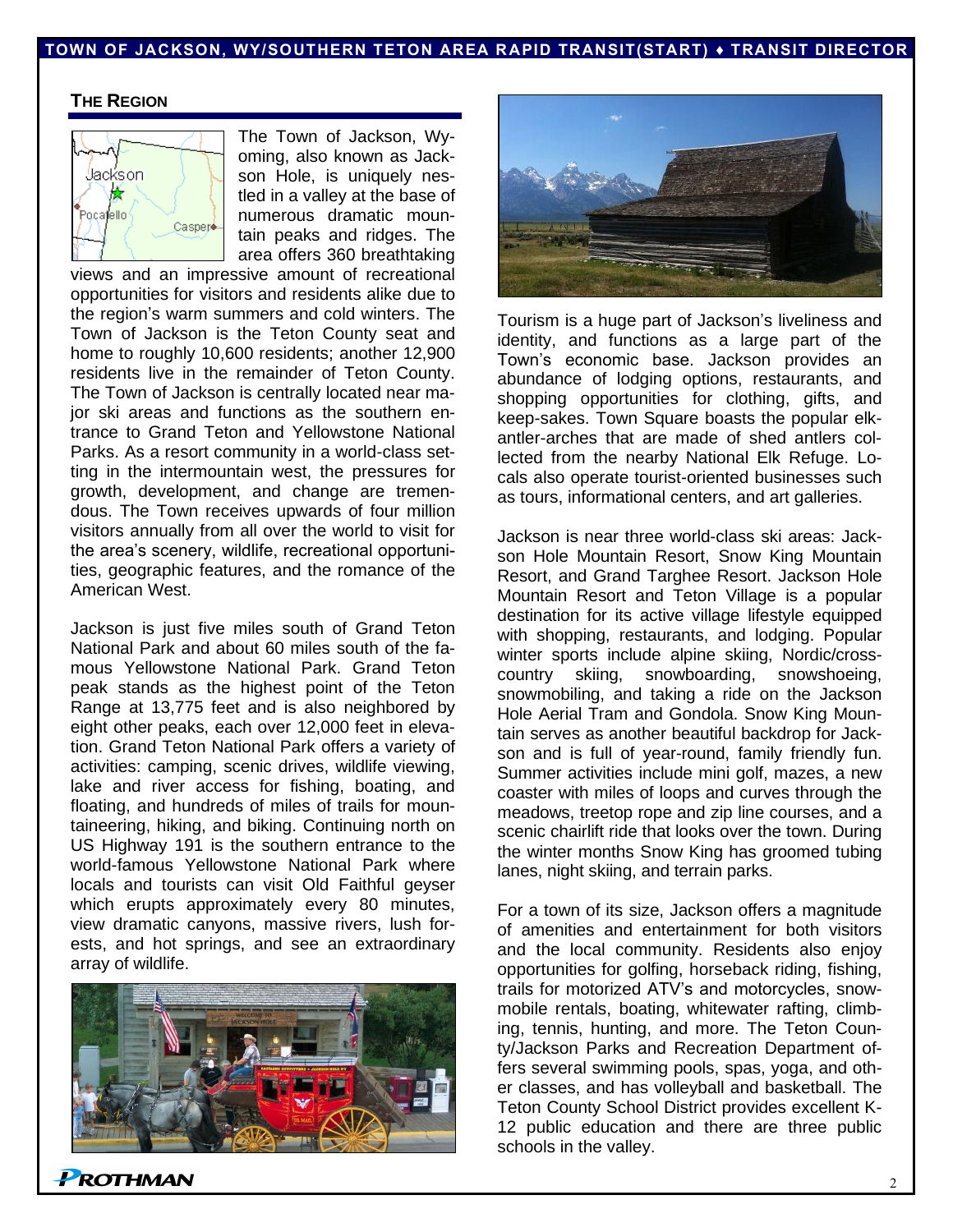## THE REGION

The Town of Jackson, Wyoming, also known as Jackson Hole, is uniquely nestled in a valley at the base of numerous dramatic mountain peaks and ridges. The area offers 360 breathtaking views and an impressive amount of recreational opportunities for visitors and residents alike due to the region's warm summers and cold winters. The Town of Jackson is the Teton County seat and home to roughly 10,600 residents; another 12,900 residents live in the remainder of Teton County. The Town of Jackson is centrally located near major ski areas and functions as the southern entrance to Grand Teton and Yellowstone National Parks. As a resort community in a world-class setting in the intermountain west, the pressures for growth, development, and change are tremendous. The Town receives upwards of four million visitors annually from all over the world to visit for the area's scenery, wildlife, recreational opportunities, geographic features, and the romance of the American West.

Jackson is just five miles south of Grand Teton National Park and about 60 miles south of the famous Yellowstone National Park. Grand Teton peak stands as the highest point of the Teton Range at 13,775 feet and is also neighbored by eight other peaks, each over 12,000 feet in elevation. Grand Teton National Park offers a variety of activities: camping, scenic drives, wildlife viewing, lake and river access for fishing, boating, and floating, and hundreds of miles of trails for mountaineering, hiking, and biking. Continuing north on US Highway 191 is the southern entrance to the world-famous Yellowstone National Park where locals and tourists can visit Old Faithful geyser which erupts approximately every 80 minutes, view dramatic canyons, massive rivers, lush forests, and hot springs, and see an extraordinary array of wildlife.

Tourism is a huge part of Jackson's liveliness and identity, and functions as a large part of the Town's economic base. Jackson provides an abundance of lodging options, restaurants, and shopping opportunities for clothing, gifts, and keep-sakes. Town Square boasts the popular elk-antler-arches that are made of shed antlers collected from the nearby National Elk Refuge. Locals also operate tourist-oriented businesses such as tours, informational centers, and art galleries.

Jackson is near three world-class ski areas: Jackson Hole Mountain Resort, Snow King Mountain Resort, and Grand Targhee Resort. Jackson Hole Mountain Resort and Teton Village is a popular destination for its active village lifestyle equipped with shopping, restaurants, and lodging. Popular winter sports include alpine skiing, Nordic/cross-country skiing, snowboarding, snowshoeing, snowmobiling, and taking a ride on the Jackson Hole Aerial Tram and Gondola. Snow King Mountain serves as another beautiful backdrop for Jackson and is full of year-round, family friendly fun. Summer activities include mini golf, mazes, a new coaster with miles of loops and curves through the meadows, treetop rope and zip line courses, and a scenic chairlift ride that looks over the town. During the winter months Snow King has groomed tubing lanes, night skiing, and terrain parks.

For a town of its size, Jackson offers a magnitude of amenities and entertainment for both visitors and the local community. Residents also enjoy opportunities for golfing, horseback riding, fishing, trails for motorized ATV's and motorcycles, snowmobile rentals, boating, whitewater rafting, climbing, tennis, hunting, and more. The Teton County/Jackson Parks and Recreation Department offers several swimming pools, spas, yoga, and other classes, and has volleyball and basketball. The Teton County School District provides excellent K-12 public education and there are three public schools in the valley.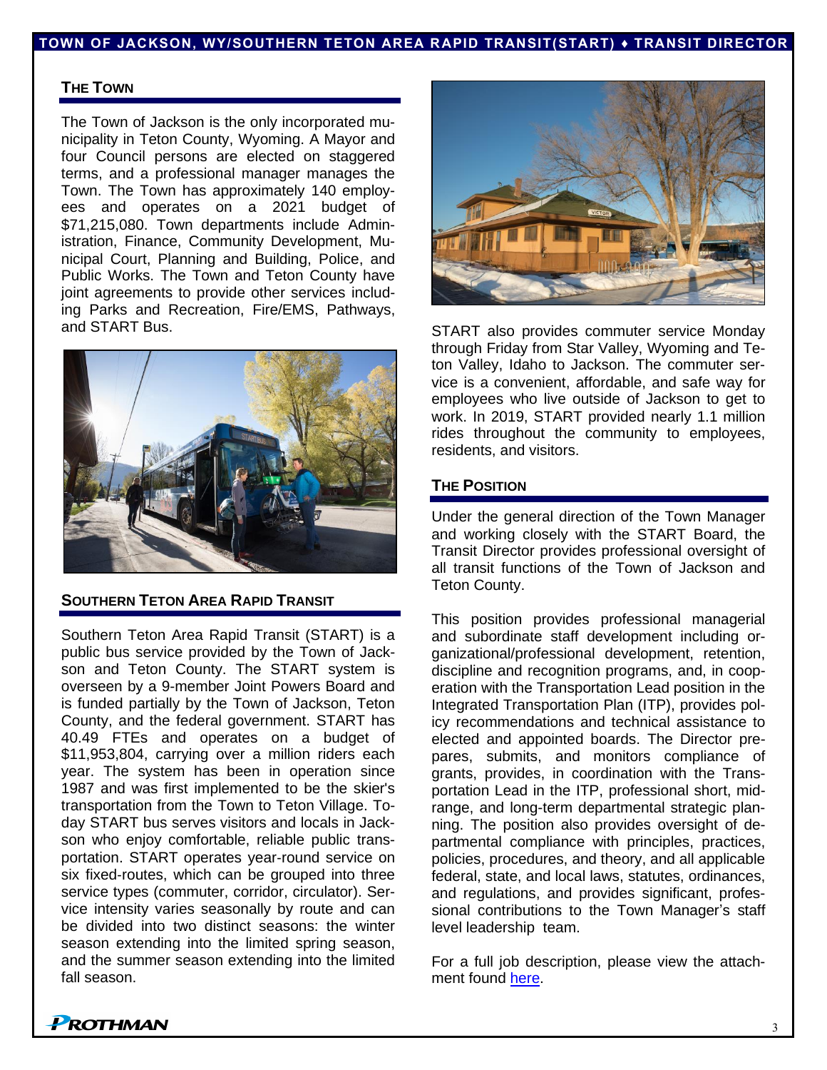## The Town

The Town of Jackson is the only incorporated municipality in Teton County, Wyoming. A Mayor and four Council persons are elected on staggered terms, and a professional manager manages the Town. The Town has approximately 140 employees and operates on a 2021 budget of $71,215,080. Town departments include Administration, Finance, Community Development, Municipal Court, Planning and Building, Police, and Public Works. The Town and Teton County have joint agreements to provide other services including Parks and Recreation, Fire/EMS, Pathways, and START Bus.

## Southern Teton Area Rapid Transit

Southern Teton Area Rapid Transit (START) is a public bus service provided by the Town of Jackson and Teton County. The START system is overseen by a 9-member Joint Powers Board and is funded partially by the Town of Jackson, Teton County, and the federal government. START has 40.49 FTEs and operates on a budget of $11,953,804, carrying over a million riders each year. The system has been in operation since 1987 and was first implemented to be the skier's transportation from the Town to Teton Village. Today START bus serves visitors and locals in Jackson who enjoy comfortable, reliable public transportation. START operates year-round service on six fixed-routes, which can be grouped into three service types (commuter, corridor, circulator). Service intensity varies seasonally by route and can be divided into two distinct seasons: the winter season extending into the limited spring season, and the summer season extending into the limited fall season.

START also provides commuter service Monday through Friday from Star Valley, Wyoming and Teton Valley, Idaho to Jackson. The commuter service is a convenient, affordable, and safe way for employees who live outside of Jackson to get to work. In 2019, START provided nearly 1.1 million rides throughout the community to employees, residents, and visitors.

## The Position

Under the general direction of the Town Manager and working closely with the START Board, the Transit Director provides professional oversight of all transit functions of the Town of Jackson and Teton County.

This position provides professional managerial and subordinate staff development including organizational/professional development, retention, discipline and recognition programs, and, in cooperation with the Transportation Lead position in the Integrated Transportation Plan (ITP), provides policy recommendations and technical assistance to elected and appointed boards. The Director prepares, submits, and monitors compliance of grants, provides, in coordination with the Transportation Lead in the ITP, professional short, mid-range, and long-term departmental strategic planning. The position also provides oversight of departmental compliance with principles, practices, policies, procedures, and theory, and all applicable federal, state, and local laws, statutes, ordinances, and regulations, and provides significant, professional contributions to the Town Manager's staff level leadership team.

For a full job description, please view the attachment found here.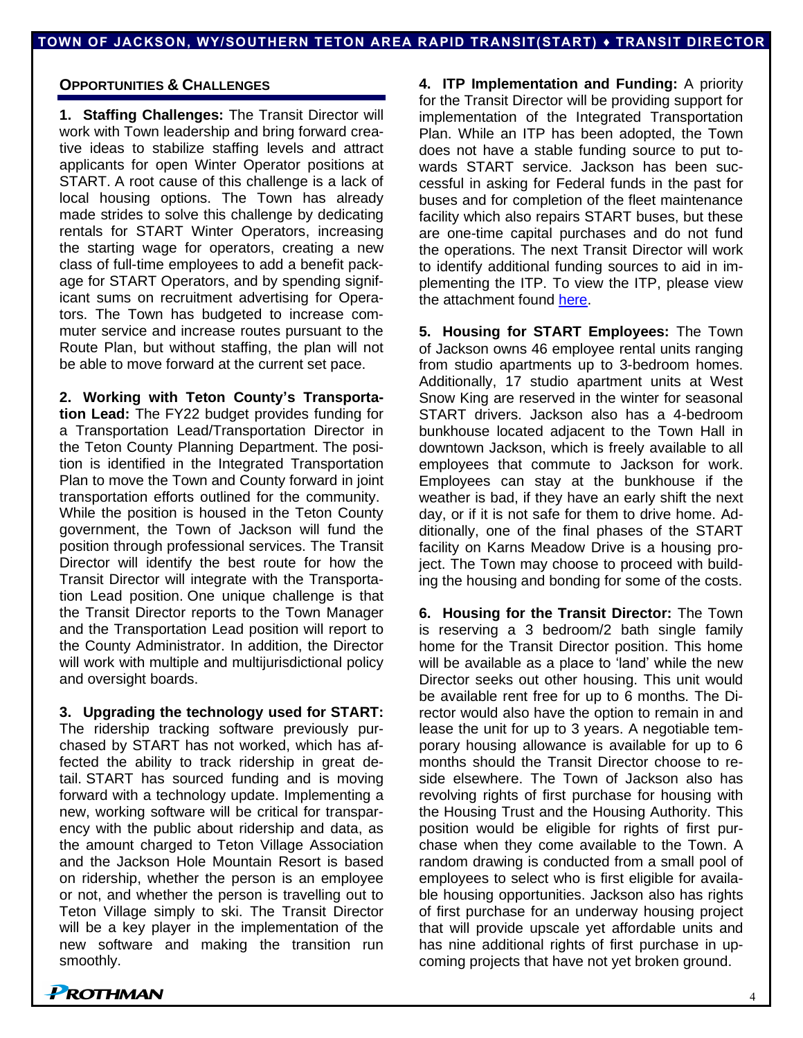## Opportunities & Challenges

**1. Staffing Challenges:** The Transit Director will work with Town leadership and bring forward creative ideas to stabilize staffing levels and attract applicants for open Winter Operator positions at START. A root cause of this challenge is a lack of local housing options. The Town has already made strides to solve this challenge by dedicating rentals for START Winter Operators, increasing the starting wage for operators, creating a new class of full-time employees to add a benefit package for START Operators, and by spending significant sums on recruitment advertising for Operators. The Town has budgeted to increase commuter service and increase routes pursuant to the Route Plan, but without staffing, the plan will not be able to move forward at the current set pace.

**2. Working with Teton County's Transportation Lead:** The FY22 budget provides funding for a Transportation Lead/Transportation Director in the Teton County Planning Department. The position is identified in the Integrated Transportation Plan to move the Town and County forward in joint transportation efforts outlined for the community. While the position is housed in the Teton County government, the Town of Jackson will fund the position through professional services. The Transit Director will identify the best route for how the Transit Director will integrate with the Transportation Lead position. One unique challenge is that the Transit Director reports to the Town Manager and the Transportation Lead position will report to the County Administrator. In addition, the Director will work with multiple and multijurisdictional policy and oversight boards.

**3. Upgrading the technology used for START:** The ridership tracking software previously purchased by START has not worked, which has affected the ability to track ridership in great detail. START has sourced funding and is moving forward with a technology update. Implementing a new, working software will be critical for transparency with the public about ridership and data, as the amount charged to Teton Village Association and the Jackson Hole Mountain Resort is based on ridership, whether the person is an employee or not, and whether the person is travelling out to Teton Village simply to ski. The Transit Director will be a key player in the implementation of the new software and making the transition run smoothly.

**4. ITP Implementation and Funding:** A priority for the Transit Director will be providing support for implementation of the Integrated Transportation Plan. While an ITP has been adopted, the Town does not have a stable funding source to put towards START service. Jackson has been successful in asking for Federal funds in the past for buses and for completion of the fleet maintenance facility which also repairs START buses, but these are one-time capital purchases and do not fund the operations. The next Transit Director will work to identify additional funding sources to aid in implementing the ITP. To view the ITP, please view the attachment found here.

**5. Housing for START Employees:** The Town of Jackson owns 46 employee rental units ranging from studio apartments up to 3-bedroom homes. Additionally, 17 studio apartment units at West Snow King are reserved in the winter for seasonal START drivers. Jackson also has a 4-bedroom bunkhouse located adjacent to the Town Hall in downtown Jackson, which is freely available to all employees that commute to Jackson for work. Employees can stay at the bunkhouse if the weather is bad, if they have an early shift the next day, or if it is not safe for them to drive home. Additionally, one of the final phases of the START facility on Karns Meadow Drive is a housing project. The Town may choose to proceed with building the housing and bonding for some of the costs.

**6. Housing for the Transit Director:** The Town is reserving a 3 bedroom/2 bath single family home for the Transit Director position. This home will be available as a place to 'land' while the new Director seeks out other housing. This unit would be available rent free for up to 6 months. The Director would also have the option to remain in and lease the unit for up to 3 years. A negotiable temporary housing allowance is available for up to 6 months should the Transit Director choose to reside elsewhere. The Town of Jackson also has revolving rights of first purchase for housing with the Housing Trust and the Housing Authority. This position would be eligible for rights of first purchase when they come available to the Town. A random drawing is conducted from a small pool of employees to select who is first eligible for available housing opportunities. Jackson also has rights of first purchase for an underway housing project that will provide upscale yet affordable units and has nine additional rights of first purchase in upcoming projects that have not yet broken ground.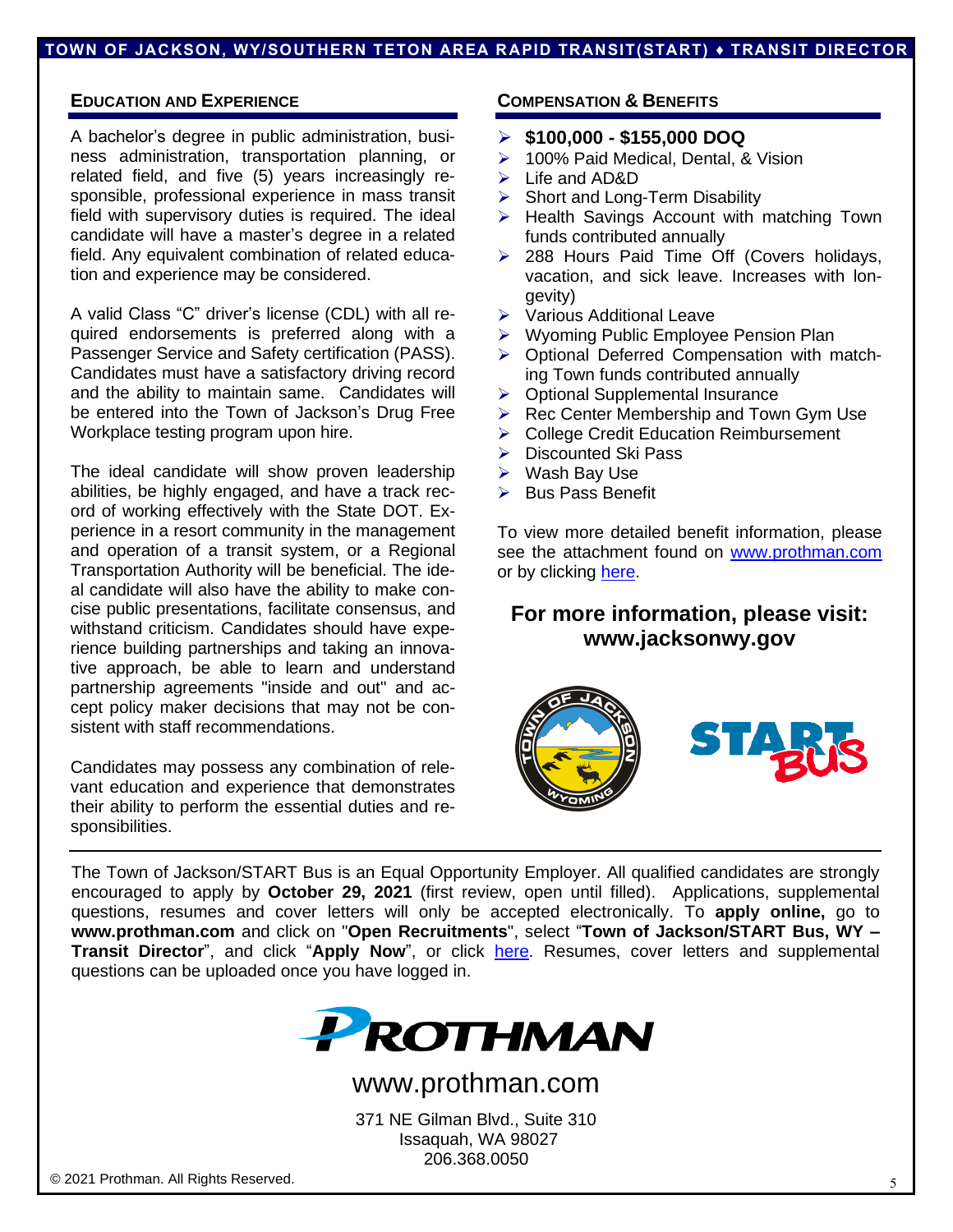## Education and Experience

A bachelor's degree in public administration, business administration, transportation planning, or related field, and five (5) years increasingly responsible, professional experience in mass transit field with supervisory duties is required. The ideal candidate will have a master's degree in a related field. Any equivalent combination of related education and experience may be considered.

A valid Class "C" driver's license (CDL) with all required endorsements is preferred along with a Passenger Service and Safety certification (PASS). Candidates must have a satisfactory driving record and the ability to maintain same. Candidates will be entered into the Town of Jackson's Drug Free Workplace testing program upon hire.

The ideal candidate will show proven leadership abilities, be highly engaged, and have a track record of working effectively with the State DOT. Experience in a resort community in the management and operation of a transit system, or a Regional Transportation Authority will be beneficial. The ideal candidate will also have the ability to make concise public presentations, facilitate consensus, and withstand criticism. Candidates should have experience building partnerships and taking an innovative approach, be able to learn and understand partnership agreements "inside and out" and accept policy maker decisions that may not be consistent with staff recommendations.

Candidates may possess any combination of relevant education and experience that demonstrates their ability to perform the essential duties and responsibilities.

## Compensation & Benefits

- **$100,000 - $155,000 DOQ**
- 100% Paid Medical, Dental, & Vision
- Life and AD&D
- Short and Long-Term Disability
- Health Savings Account with matching Town funds contributed annually
- 288 Hours Paid Time Off (Covers holidays, vacation, and sick leave. Increases with longevity)
- Various Additional Leave
- Wyoming Public Employee Pension Plan
- Optional Deferred Compensation with matching Town funds contributed annually
- Optional Supplemental Insurance
- Rec Center Membership and Town Gym Use
- College Credit Education Reimbursement
- Discounted Ski Pass
- Wash Bay Use
- Bus Pass Benefit

To view more detailed benefit information, please see the attachment found on www.prothman.com or by clicking here.

**For more information, please visit: www.jacksonwy.gov**

The Town of Jackson/START Bus is an Equal Opportunity Employer. All qualified candidates are strongly encouraged to apply by **October 29, 2021** (first review, open until filled). Applications, supplemental questions, resumes and cover letters will only be accepted electronically. To **apply online,** go to **www.prothman.com** and click on "**Open Recruitments**", select "**Town of Jackson/START Bus, WY – Transit Director**", and click "**Apply Now**", or click here. Resumes, cover letters and supplemental questions can be uploaded once you have logged in.

PROTHMAN

www.prothman.com

371 NE Gilman Blvd., Suite 310
Issaquah, WA 98027
206.368.0050

© 2021 Prothman. All Rights Reserved.